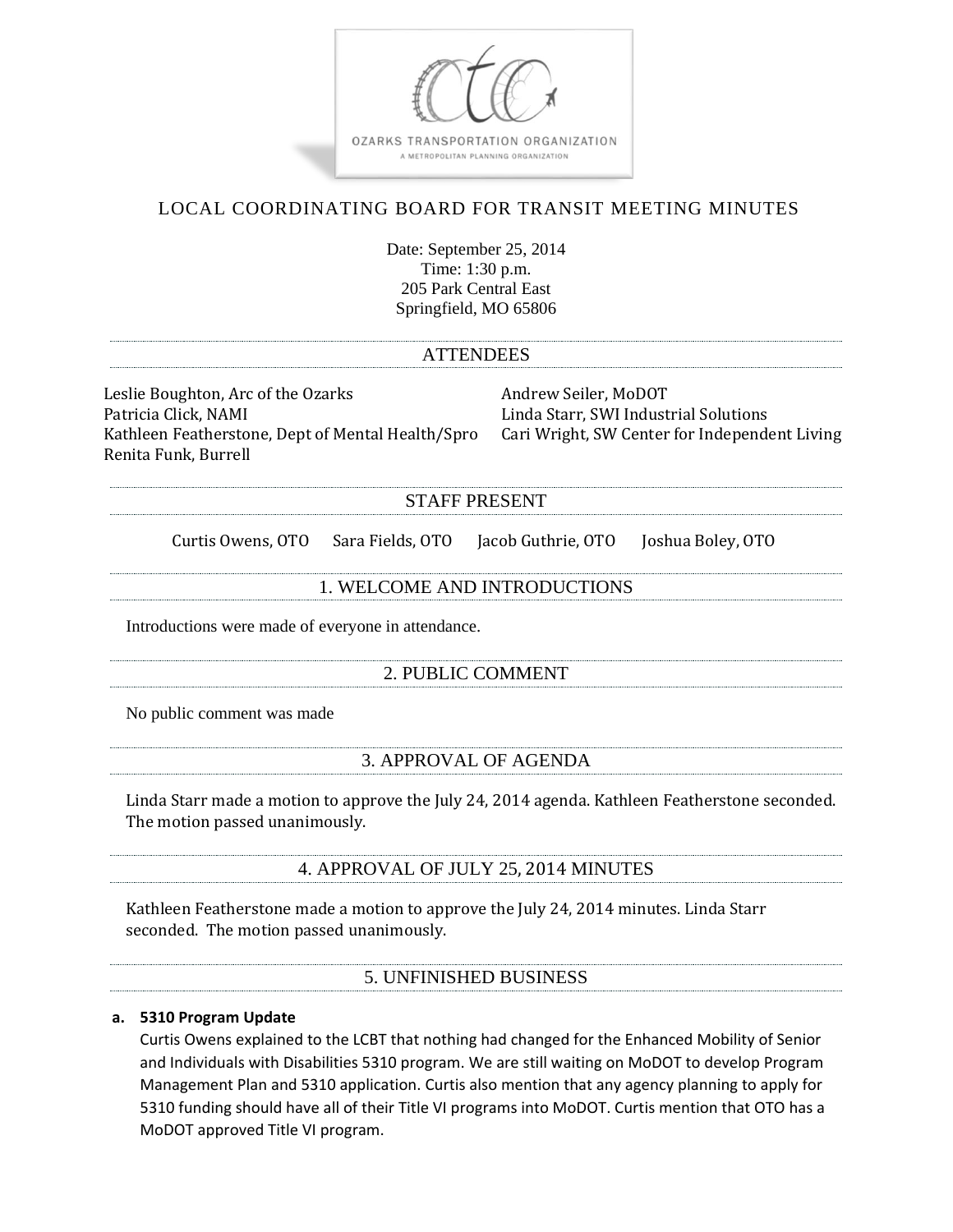OZARKS TRANSPORTATION ORGANIZATION

A METROPOLITAN PLANNING ORGANIZATION

# LOCAL COORDINATING BOARD FOR TRANSIT MEETING MINUTES

Date: September 25, 2014
Time: 1:30 p.m.
205 Park Central East
Springfield, MO 65806

## ATTENDEES

Leslie Boughton, Arc of the Ozarks
Patricia Click, NAMI
Kathleen Featherstone, Dept of Mental Health/Spro
Renita Funk, Burrell
Andrew Seiler, MoDOT
Linda Starr, SWI Industrial Solutions
Cari Wright, SW Center for Independent Living

## STAFF PRESENT

Curtis Owens, OTO Sara Fields, OTO Jacob Guthrie, OTO Joshua Boley, OTO

## 1. WELCOME AND INTRODUCTIONS

Introductions were made of everyone in attendance.

## 2. PUBLIC COMMENT

No public comment was made

## 3. APPROVAL OF AGENDA

Linda Starr made a motion to approve the July 24, 2014 agenda. Kathleen Featherstone seconded. The motion passed unanimously.

## 4. APPROVAL OF JULY 25, 2014 MINUTES

Kathleen Featherstone made a motion to approve the July 24, 2014 minutes. Linda Starr seconded. The motion passed unanimously.

## 5. UNFINISHED BUSINESS

**a. 5310 Program Update**

Curtis Owens explained to the LCBT that nothing had changed for the Enhanced Mobility of Senior and Individuals with Disabilities 5310 program. We are still waiting on MoDOT to develop Program Management Plan and 5310 application. Curtis also mention that any agency planning to apply for 5310 funding should have all of their Title VI programs into MoDOT. Curtis mention that OTO has a MoDOT approved Title VI program.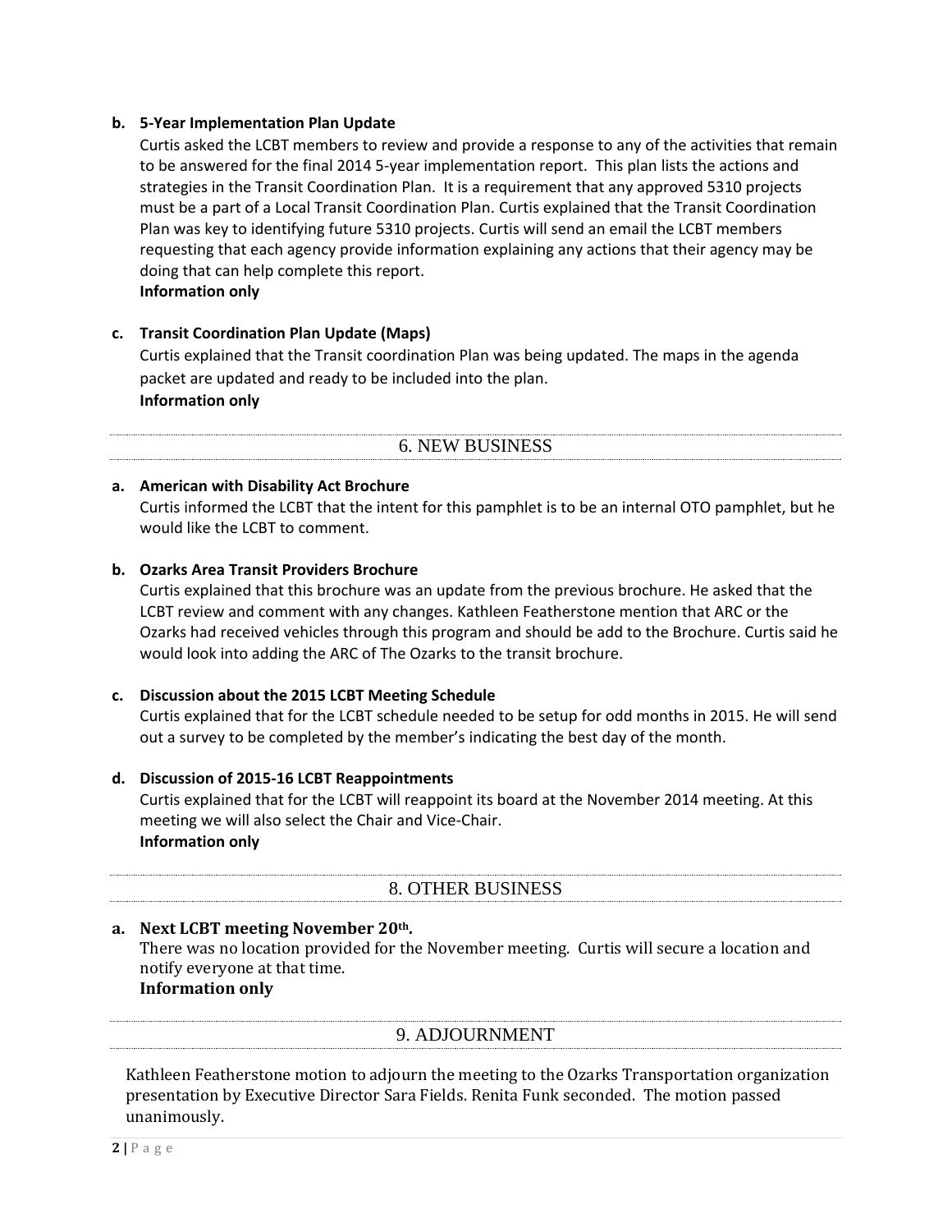**b. 5-Year Implementation Plan Update**

Curtis asked the LCBT members to review and provide a response to any of the activities that remain to be answered for the final 2014 5-year implementation report. This plan lists the actions and strategies in the Transit Coordination Plan. It is a requirement that any approved 5310 projects must be a part of a Local Transit Coordination Plan. Curtis explained that the Transit Coordination Plan was key to identifying future 5310 projects. Curtis will send an email the LCBT members requesting that each agency provide information explaining any actions that their agency may be doing that can help complete this report.

**Information only**

**c. Transit Coordination Plan Update (Maps)**

Curtis explained that the Transit coordination Plan was being updated. The maps in the agenda packet are updated and ready to be included into the plan.

**Information only**

## 6. NEW BUSINESS

**a. American with Disability Act Brochure**

Curtis informed the LCBT that the intent for this pamphlet is to be an internal OTO pamphlet, but he would like the LCBT to comment.

**b. Ozarks Area Transit Providers Brochure**

Curtis explained that this brochure was an update from the previous brochure. He asked that the LCBT review and comment with any changes. Kathleen Featherstone mention that ARC or the Ozarks had received vehicles through this program and should be add to the Brochure. Curtis said he would look into adding the ARC of The Ozarks to the transit brochure.

**c. Discussion about the 2015 LCBT Meeting Schedule**

Curtis explained that for the LCBT schedule needed to be setup for odd months in 2015. He will send out a survey to be completed by the member's indicating the best day of the month.

**d. Discussion of 2015-16 LCBT Reappointments**

Curtis explained that for the LCBT will reappoint its board at the November 2014 meeting. At this meeting we will also select the Chair and Vice-Chair.

**Information only**

## 8. OTHER BUSINESS

**a. Next LCBT meeting November 20th.**

There was no location provided for the November meeting. Curtis will secure a location and notify everyone at that time.

**Information only**

## 9. ADJOURNMENT

Kathleen Featherstone motion to adjourn the meeting to the Ozarks Transportation organization presentation by Executive Director Sara Fields. Renita Funk seconded. The motion passed unanimously.